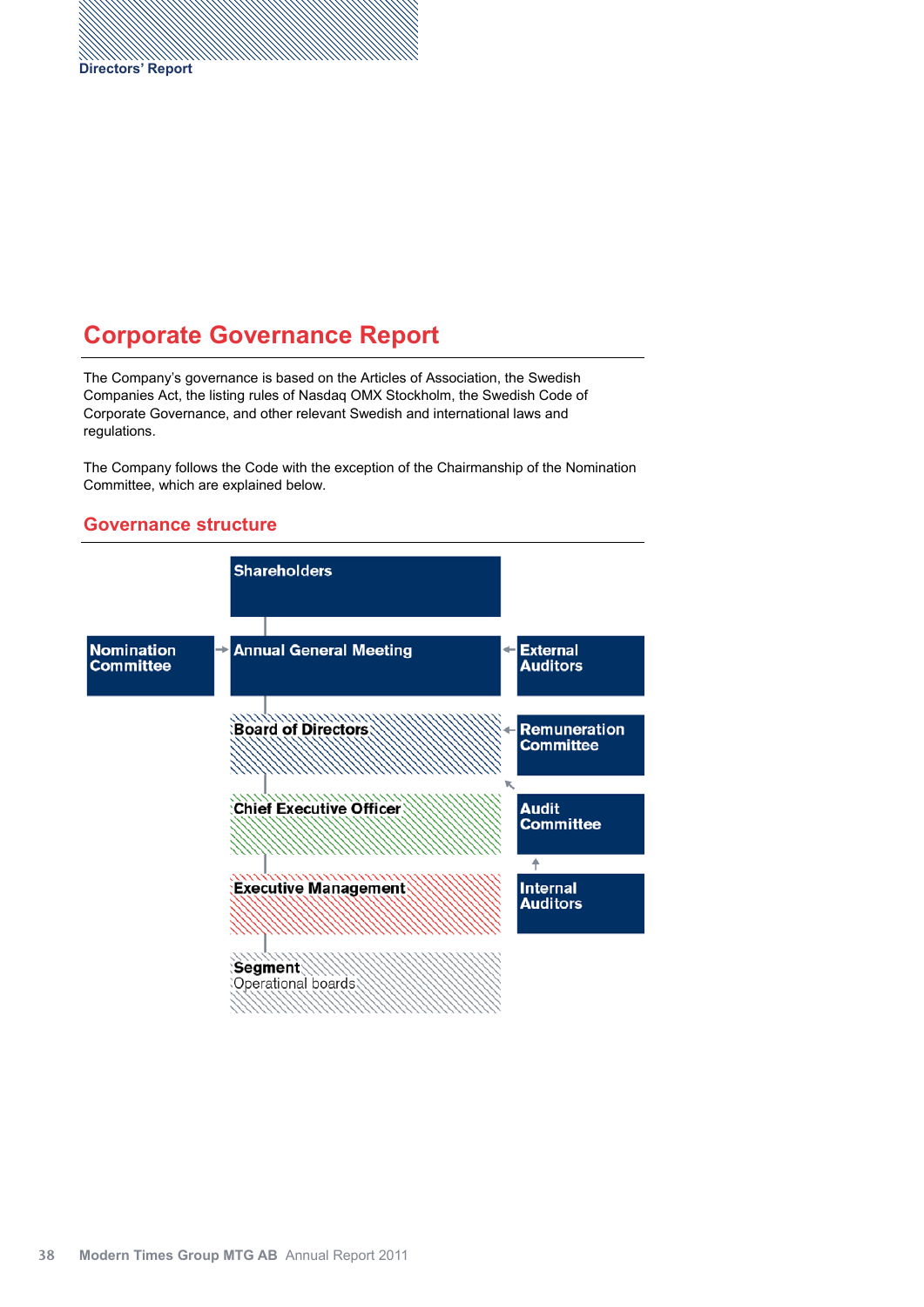# Corporate Governance Report

The Company's governance is based on the Articles of Association, the Swedish Companies Act, the listing rules of Nasdaq OMX Stockholm, the Swedish Code of Corporate Governance, and other relevant Swedish and international laws and regulations.

The Company follows the Code with the exception of the Chairmanship of the Nomination Committee, which are explained below.

## Governance structure

- **Shareholders**
- **Nomination Committee** → **Annual General Meeting** ← **External Auditors**
- **Board of Directors** ← **Remuneration Committee**
- **Chief Executive Officer**
- **Audit Committee** (reports to Board of Directors) ← **Internal Auditors**
- **Executive Management**
- **Segment** Operational boards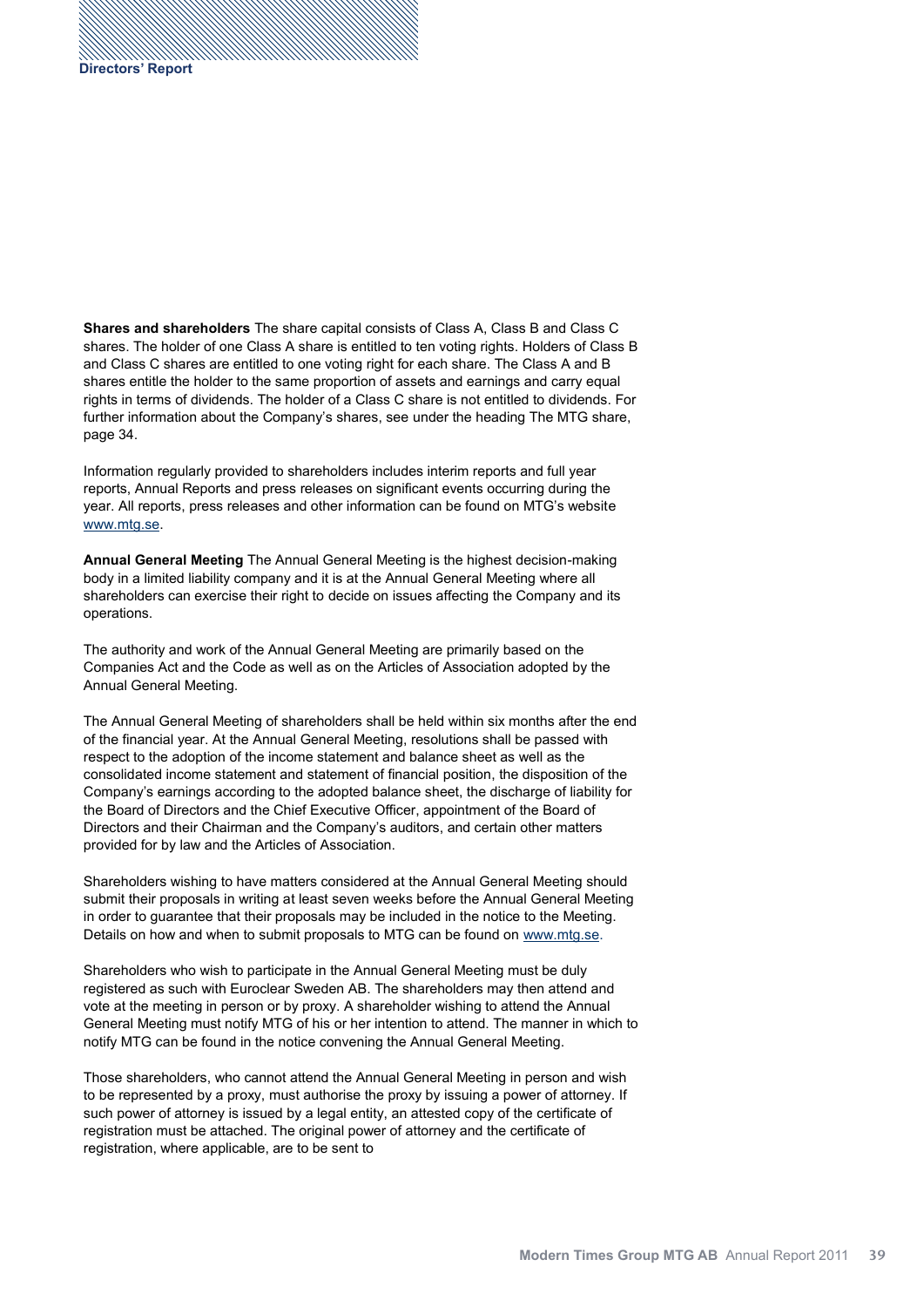**Shares and shareholders** The share capital consists of Class A, Class B and Class C shares. The holder of one Class A share is entitled to ten voting rights. Holders of Class B and Class C shares are entitled to one voting right for each share. The Class A and B shares entitle the holder to the same proportion of assets and earnings and carry equal rights in terms of dividends. The holder of a Class C share is not entitled to dividends. For further information about the Company's shares, see under the heading The MTG share, page 34.

Information regularly provided to shareholders includes interim reports and full year reports, Annual Reports and press releases on significant events occurring during the year. All reports, press releases and other information can be found on MTG's website www.mtg.se.

**Annual General Meeting** The Annual General Meeting is the highest decision-making body in a limited liability company and it is at the Annual General Meeting where all shareholders can exercise their right to decide on issues affecting the Company and its operations.

The authority and work of the Annual General Meeting are primarily based on the Companies Act and the Code as well as on the Articles of Association adopted by the Annual General Meeting.

The Annual General Meeting of shareholders shall be held within six months after the end of the financial year. At the Annual General Meeting, resolutions shall be passed with respect to the adoption of the income statement and balance sheet as well as the consolidated income statement and statement of financial position, the disposition of the Company's earnings according to the adopted balance sheet, the discharge of liability for the Board of Directors and the Chief Executive Officer, appointment of the Board of Directors and their Chairman and the Company's auditors, and certain other matters provided for by law and the Articles of Association.

Shareholders wishing to have matters considered at the Annual General Meeting should submit their proposals in writing at least seven weeks before the Annual General Meeting in order to guarantee that their proposals may be included in the notice to the Meeting. Details on how and when to submit proposals to MTG can be found on www.mtg.se.

Shareholders who wish to participate in the Annual General Meeting must be duly registered as such with Euroclear Sweden AB. The shareholders may then attend and vote at the meeting in person or by proxy. A shareholder wishing to attend the Annual General Meeting must notify MTG of his or her intention to attend. The manner in which to notify MTG can be found in the notice convening the Annual General Meeting.

Those shareholders, who cannot attend the Annual General Meeting in person and wish to be represented by a proxy, must authorise the proxy by issuing a power of attorney. If such power of attorney is issued by a legal entity, an attested copy of the certificate of registration must be attached. The original power of attorney and the certificate of registration, where applicable, are to be sent to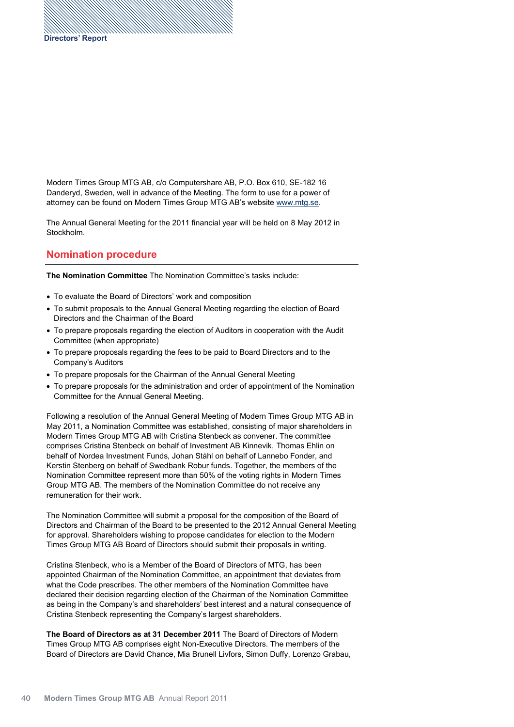Modern Times Group MTG AB, c/o Computershare AB, P.O. Box 610, SE-182 16 Danderyd, Sweden, well in advance of the Meeting. The form to use for a power of attorney can be found on Modern Times Group MTG AB's website www.mtg.se.

The Annual General Meeting for the 2011 financial year will be held on 8 May 2012 in Stockholm.

## Nomination procedure

**The Nomination Committee** The Nomination Committee's tasks include:

- To evaluate the Board of Directors' work and composition
- To submit proposals to the Annual General Meeting regarding the election of Board Directors and the Chairman of the Board
- To prepare proposals regarding the election of Auditors in cooperation with the Audit Committee (when appropriate)
- To prepare proposals regarding the fees to be paid to Board Directors and to the Company's Auditors
- To prepare proposals for the Chairman of the Annual General Meeting
- To prepare proposals for the administration and order of appointment of the Nomination Committee for the Annual General Meeting.

Following a resolution of the Annual General Meeting of Modern Times Group MTG AB in May 2011, a Nomination Committee was established, consisting of major shareholders in Modern Times Group MTG AB with Cristina Stenbeck as convener. The committee comprises Cristina Stenbeck on behalf of Investment AB Kinnevik, Thomas Ehlin on behalf of Nordea Investment Funds, Johan Ståhl on behalf of Lannebo Fonder, and Kerstin Stenberg on behalf of Swedbank Robur funds. Together, the members of the Nomination Committee represent more than 50% of the voting rights in Modern Times Group MTG AB. The members of the Nomination Committee do not receive any remuneration for their work.

The Nomination Committee will submit a proposal for the composition of the Board of Directors and Chairman of the Board to be presented to the 2012 Annual General Meeting for approval. Shareholders wishing to propose candidates for election to the Modern Times Group MTG AB Board of Directors should submit their proposals in writing.

Cristina Stenbeck, who is a Member of the Board of Directors of MTG, has been appointed Chairman of the Nomination Committee, an appointment that deviates from what the Code prescribes. The other members of the Nomination Committee have declared their decision regarding election of the Chairman of the Nomination Committee as being in the Company's and shareholders' best interest and a natural consequence of Cristina Stenbeck representing the Company's largest shareholders.

**The Board of Directors as at 31 December 2011** The Board of Directors of Modern Times Group MTG AB comprises eight Non-Executive Directors. The members of the Board of Directors are David Chance, Mia Brunell Livfors, Simon Duffy, Lorenzo Grabau,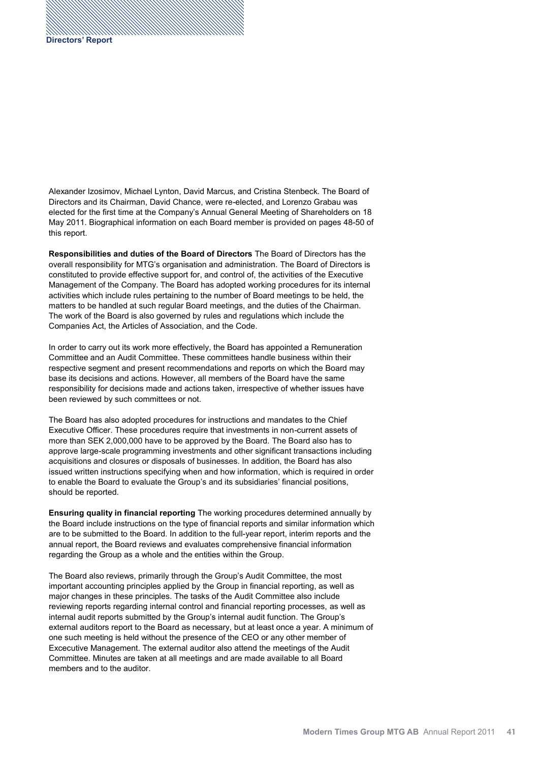Alexander Izosimov, Michael Lynton, David Marcus, and Cristina Stenbeck. The Board of Directors and its Chairman, David Chance, were re-elected, and Lorenzo Grabau was elected for the first time at the Company's Annual General Meeting of Shareholders on 18 May 2011. Biographical information on each Board member is provided on pages 48-50 of this report.

**Responsibilities and duties of the Board of Directors** The Board of Directors has the overall responsibility for MTG's organisation and administration. The Board of Directors is constituted to provide effective support for, and control of, the activities of the Executive Management of the Company. The Board has adopted working procedures for its internal activities which include rules pertaining to the number of Board meetings to be held, the matters to be handled at such regular Board meetings, and the duties of the Chairman. The work of the Board is also governed by rules and regulations which include the Companies Act, the Articles of Association, and the Code.

In order to carry out its work more effectively, the Board has appointed a Remuneration Committee and an Audit Committee. These committees handle business within their respective segment and present recommendations and reports on which the Board may base its decisions and actions. However, all members of the Board have the same responsibility for decisions made and actions taken, irrespective of whether issues have been reviewed by such committees or not.

The Board has also adopted procedures for instructions and mandates to the Chief Executive Officer. These procedures require that investments in non-current assets of more than SEK 2,000,000 have to be approved by the Board. The Board also has to approve large-scale programming investments and other significant transactions including acquisitions and closures or disposals of businesses. In addition, the Board has also issued written instructions specifying when and how information, which is required in order to enable the Board to evaluate the Group's and its subsidiaries' financial positions, should be reported.

**Ensuring quality in financial reporting** The working procedures determined annually by the Board include instructions on the type of financial reports and similar information which are to be submitted to the Board. In addition to the full-year report, interim reports and the annual report, the Board reviews and evaluates comprehensive financial information regarding the Group as a whole and the entities within the Group.

The Board also reviews, primarily through the Group's Audit Committee, the most important accounting principles applied by the Group in financial reporting, as well as major changes in these principles. The tasks of the Audit Committee also include reviewing reports regarding internal control and financial reporting processes, as well as internal audit reports submitted by the Group's internal audit function. The Group's external auditors report to the Board as necessary, but at least once a year. A minimum of one such meeting is held without the presence of the CEO or any other member of Excecutive Management. The external auditor also attend the meetings of the Audit Committee. Minutes are taken at all meetings and are made available to all Board members and to the auditor.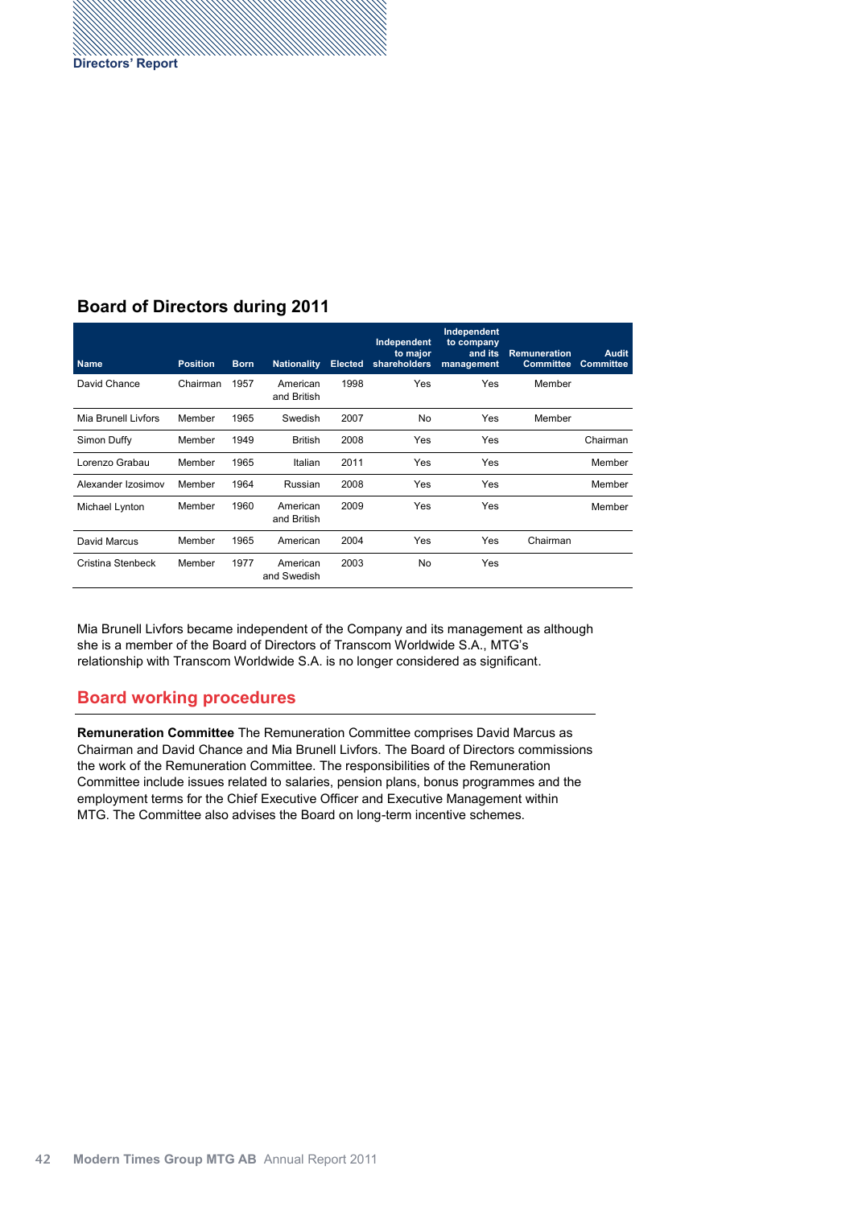## Board of Directors during 2011

| Name | Position | Born | Nationality | Elected | Independent to major shareholders | Independent to company and its management | Remuneration Committee | Audit Committee |
|---|---|---|---|---|---|---|---|---|
| David Chance | Chairman | 1957 | American and British | 1998 | Yes | Yes | Member | |
| Mia Brunell Livfors | Member | 1965 | Swedish | 2007 | No | Yes | Member | |
| Simon Duffy | Member | 1949 | British | 2008 | Yes | Yes | | Chairman |
| Lorenzo Grabau | Member | 1965 | Italian | 2011 | Yes | Yes | | Member |
| Alexander Izosimov | Member | 1964 | Russian | 2008 | Yes | Yes | | Member |
| Michael Lynton | Member | 1960 | American and British | 2009 | Yes | Yes | | Member |
| David Marcus | Member | 1965 | American | 2004 | Yes | Yes | Chairman | |
| Cristina Stenbeck | Member | 1977 | American and Swedish | 2003 | No | Yes | | |

Mia Brunell Livfors became independent of the Company and its management as although she is a member of the Board of Directors of Transcom Worldwide S.A., MTG's relationship with Transcom Worldwide S.A. is no longer considered as significant.

## Board working procedures

**Remuneration Committee** The Remuneration Committee comprises David Marcus as Chairman and David Chance and Mia Brunell Livfors. The Board of Directors commissions the work of the Remuneration Committee. The responsibilities of the Remuneration Committee include issues related to salaries, pension plans, bonus programmes and the employment terms for the Chief Executive Officer and Executive Management within MTG. The Committee also advises the Board on long-term incentive schemes.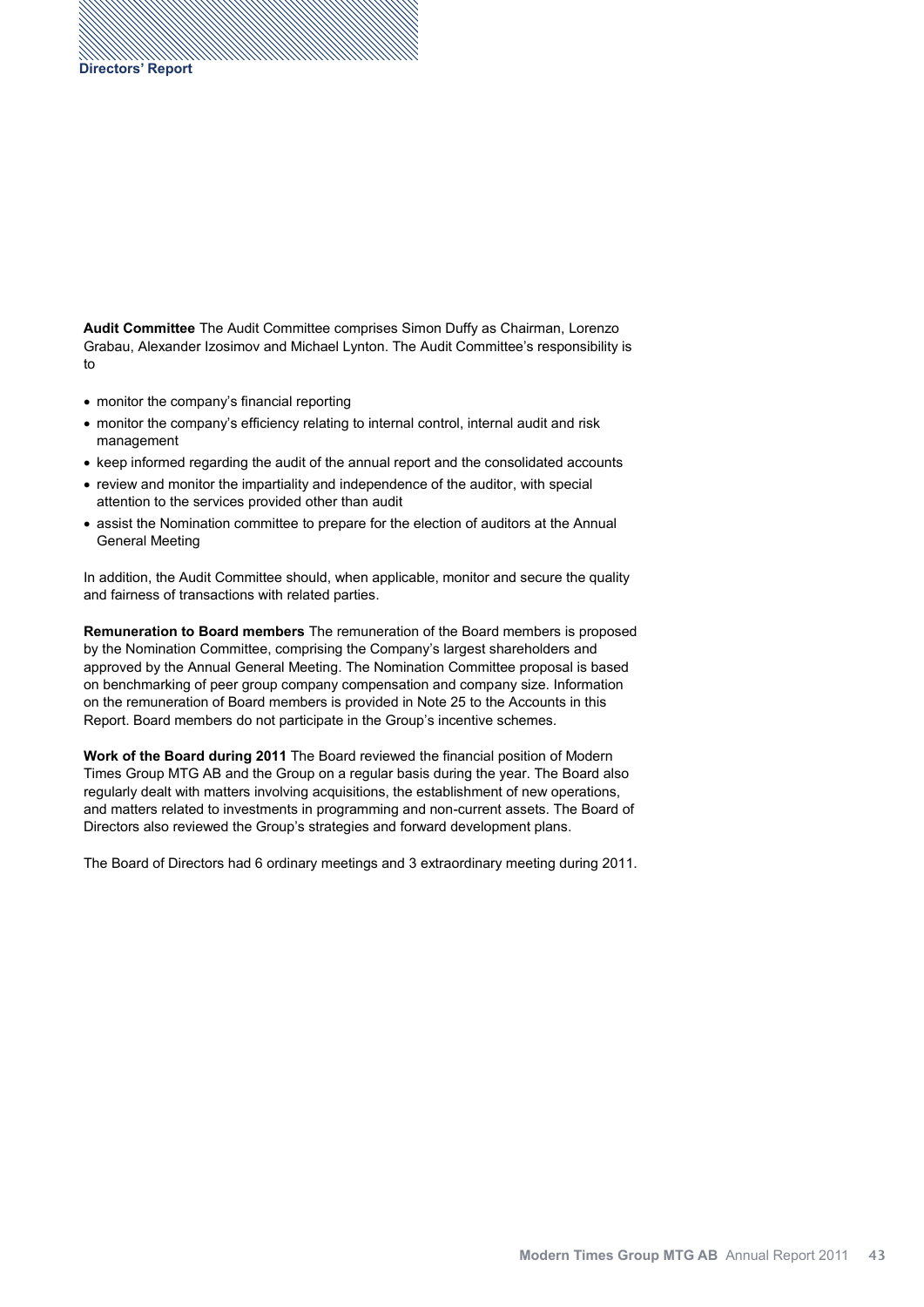**Audit Committee** The Audit Committee comprises Simon Duffy as Chairman, Lorenzo Grabau, Alexander Izosimov and Michael Lynton. The Audit Committee's responsibility is to

- monitor the company's financial reporting
- monitor the company's efficiency relating to internal control, internal audit and risk management
- keep informed regarding the audit of the annual report and the consolidated accounts
- review and monitor the impartiality and independence of the auditor, with special attention to the services provided other than audit
- assist the Nomination committee to prepare for the election of auditors at the Annual General Meeting

In addition, the Audit Committee should, when applicable, monitor and secure the quality and fairness of transactions with related parties.

**Remuneration to Board members** The remuneration of the Board members is proposed by the Nomination Committee, comprising the Company's largest shareholders and approved by the Annual General Meeting. The Nomination Committee proposal is based on benchmarking of peer group company compensation and company size. Information on the remuneration of Board members is provided in Note 25 to the Accounts in this Report. Board members do not participate in the Group's incentive schemes.

**Work of the Board during 2011** The Board reviewed the financial position of Modern Times Group MTG AB and the Group on a regular basis during the year. The Board also regularly dealt with matters involving acquisitions, the establishment of new operations, and matters related to investments in programming and non-current assets. The Board of Directors also reviewed the Group's strategies and forward development plans.

The Board of Directors had 6 ordinary meetings and 3 extraordinary meeting during 2011.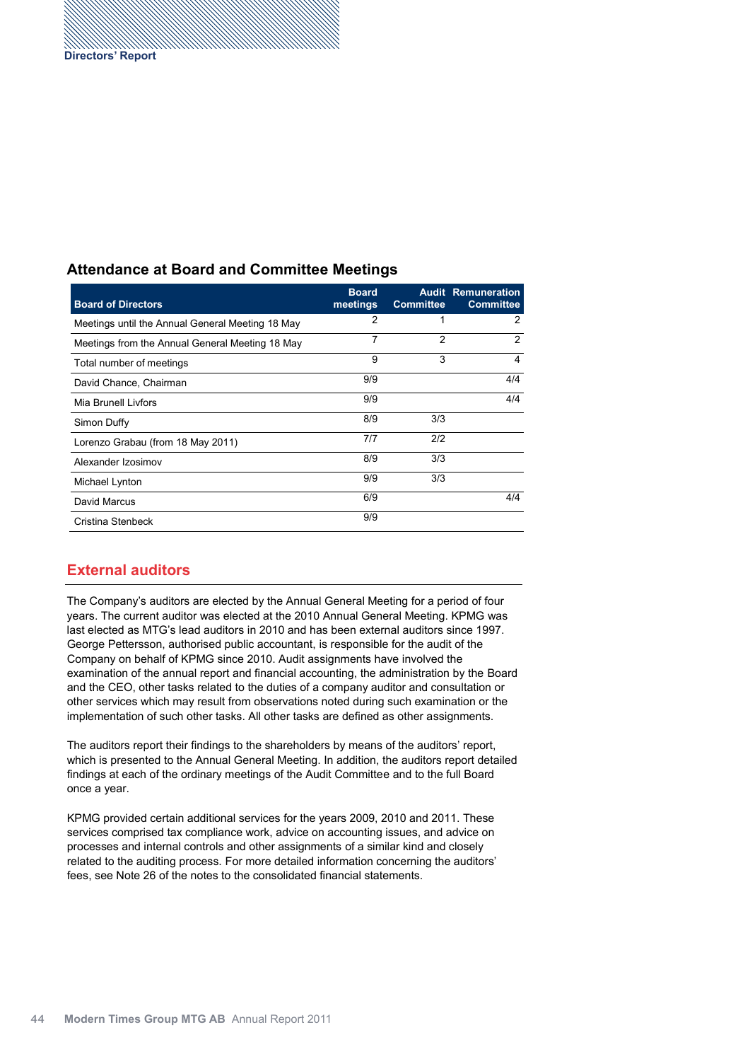## Attendance at Board and Committee Meetings

| Board of Directors | Board meetings | Audit Committee | Remuneration Committee |
|---|---|---|---|
| Meetings until the Annual General Meeting 18 May | 2 | 1 | 2 |
| Meetings from the Annual General Meeting 18 May | 7 | 2 | 2 |
| Total number of meetings | 9 | 3 | 4 |
| David Chance, Chairman | 9/9 | | 4/4 |
| Mia Brunell Livfors | 9/9 | | 4/4 |
| Simon Duffy | 8/9 | 3/3 | |
| Lorenzo Grabau (from 18 May 2011) | 7/7 | 2/2 | |
| Alexander Izosimov | 8/9 | 3/3 | |
| Michael Lynton | 9/9 | 3/3 | |
| David Marcus | 6/9 | | 4/4 |
| Cristina Stenbeck | 9/9 | | |

## External auditors

The Company's auditors are elected by the Annual General Meeting for a period of four years. The current auditor was elected at the 2010 Annual General Meeting. KPMG was last elected as MTG's lead auditors in 2010 and has been external auditors since 1997. George Pettersson, authorised public accountant, is responsible for the audit of the Company on behalf of KPMG since 2010. Audit assignments have involved the examination of the annual report and financial accounting, the administration by the Board and the CEO, other tasks related to the duties of a company auditor and consultation or other services which may result from observations noted during such examination or the implementation of such other tasks. All other tasks are defined as other assignments.

The auditors report their findings to the shareholders by means of the auditors' report, which is presented to the Annual General Meeting. In addition, the auditors report detailed findings at each of the ordinary meetings of the Audit Committee and to the full Board once a year.

KPMG provided certain additional services for the years 2009, 2010 and 2011. These services comprised tax compliance work, advice on accounting issues, and advice on processes and internal controls and other assignments of a similar kind and closely related to the auditing process. For more detailed information concerning the auditors' fees, see Note 26 of the notes to the consolidated financial statements.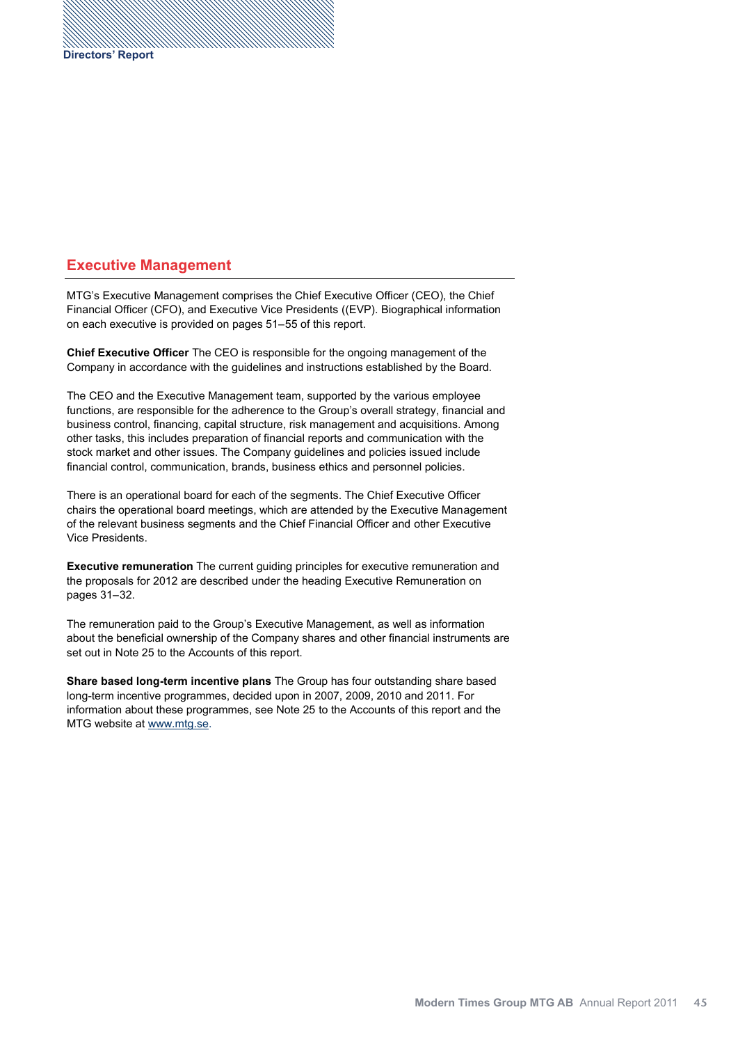## Executive Management

MTG's Executive Management comprises the Chief Executive Officer (CEO), the Chief Financial Officer (CFO), and Executive Vice Presidents ((EVP). Biographical information on each executive is provided on pages 51–55 of this report.

**Chief Executive Officer** The CEO is responsible for the ongoing management of the Company in accordance with the guidelines and instructions established by the Board.

The CEO and the Executive Management team, supported by the various employee functions, are responsible for the adherence to the Group's overall strategy, financial and business control, financing, capital structure, risk management and acquisitions. Among other tasks, this includes preparation of financial reports and communication with the stock market and other issues. The Company guidelines and policies issued include financial control, communication, brands, business ethics and personnel policies.

There is an operational board for each of the segments. The Chief Executive Officer chairs the operational board meetings, which are attended by the Executive Management of the relevant business segments and the Chief Financial Officer and other Executive Vice Presidents.

**Executive remuneration** The current guiding principles for executive remuneration and the proposals for 2012 are described under the heading Executive Remuneration on pages 31–32.

The remuneration paid to the Group's Executive Management, as well as information about the beneficial ownership of the Company shares and other financial instruments are set out in Note 25 to the Accounts of this report.

**Share based long-term incentive plans** The Group has four outstanding share based long-term incentive programmes, decided upon in 2007, 2009, 2010 and 2011. For information about these programmes, see Note 25 to the Accounts of this report and the MTG website at www.mtg.se.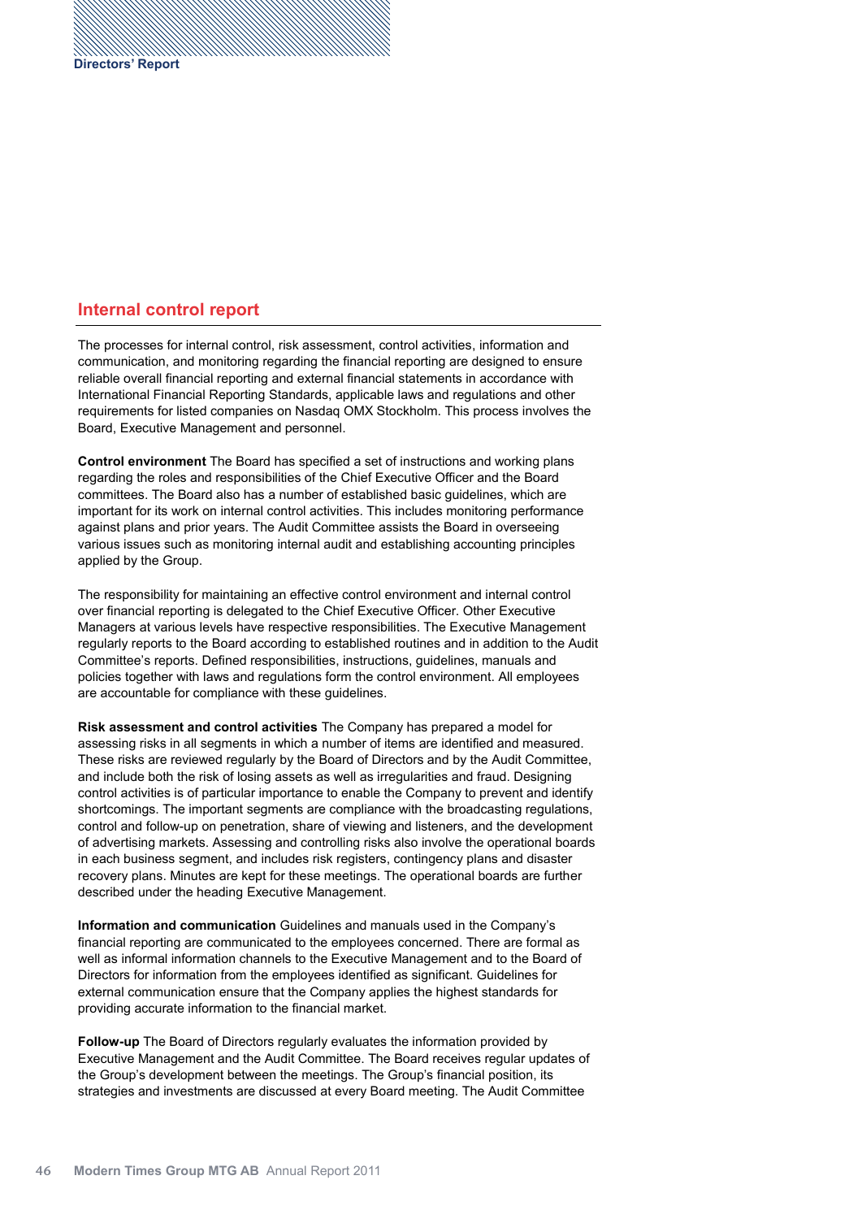## Internal control report

The processes for internal control, risk assessment, control activities, information and communication, and monitoring regarding the financial reporting are designed to ensure reliable overall financial reporting and external financial statements in accordance with International Financial Reporting Standards, applicable laws and regulations and other requirements for listed companies on Nasdaq OMX Stockholm. This process involves the Board, Executive Management and personnel.

**Control environment** The Board has specified a set of instructions and working plans regarding the roles and responsibilities of the Chief Executive Officer and the Board committees. The Board also has a number of established basic guidelines, which are important for its work on internal control activities. This includes monitoring performance against plans and prior years. The Audit Committee assists the Board in overseeing various issues such as monitoring internal audit and establishing accounting principles applied by the Group.

The responsibility for maintaining an effective control environment and internal control over financial reporting is delegated to the Chief Executive Officer. Other Executive Managers at various levels have respective responsibilities. The Executive Management regularly reports to the Board according to established routines and in addition to the Audit Committee's reports. Defined responsibilities, instructions, guidelines, manuals and policies together with laws and regulations form the control environment. All employees are accountable for compliance with these guidelines.

**Risk assessment and control activities** The Company has prepared a model for assessing risks in all segments in which a number of items are identified and measured. These risks are reviewed regularly by the Board of Directors and by the Audit Committee, and include both the risk of losing assets as well as irregularities and fraud. Designing control activities is of particular importance to enable the Company to prevent and identify shortcomings. The important segments are compliance with the broadcasting regulations, control and follow-up on penetration, share of viewing and listeners, and the development of advertising markets. Assessing and controlling risks also involve the operational boards in each business segment, and includes risk registers, contingency plans and disaster recovery plans. Minutes are kept for these meetings. The operational boards are further described under the heading Executive Management.

**Information and communication** Guidelines and manuals used in the Company's financial reporting are communicated to the employees concerned. There are formal as well as informal information channels to the Executive Management and to the Board of Directors for information from the employees identified as significant. Guidelines for external communication ensure that the Company applies the highest standards for providing accurate information to the financial market.

**Follow-up** The Board of Directors regularly evaluates the information provided by Executive Management and the Audit Committee. The Board receives regular updates of the Group's development between the meetings. The Group's financial position, its strategies and investments are discussed at every Board meeting. The Audit Committee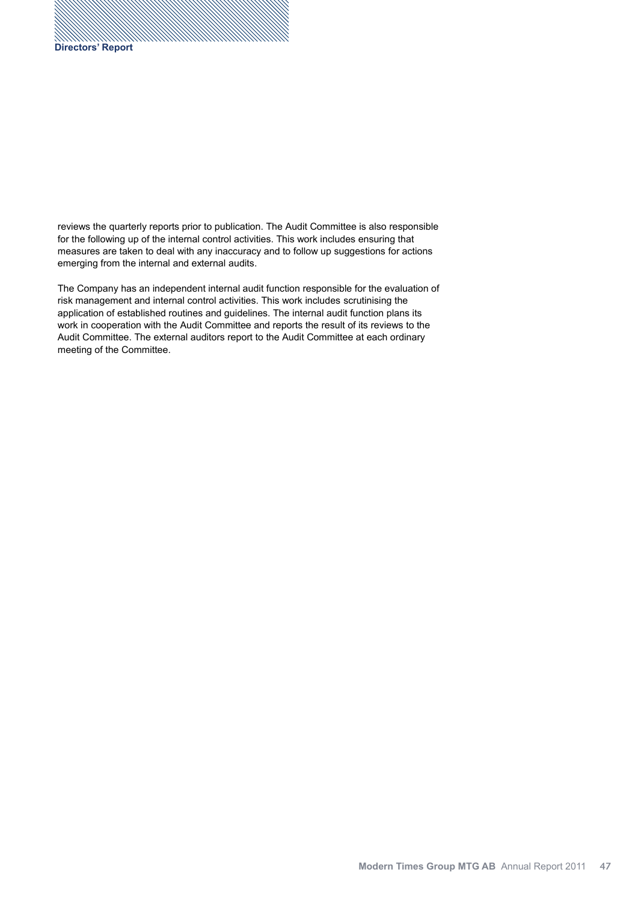reviews the quarterly reports prior to publication. The Audit Committee is also responsible for the following up of the internal control activities. This work includes ensuring that measures are taken to deal with any inaccuracy and to follow up suggestions for actions emerging from the internal and external audits.

The Company has an independent internal audit function responsible for the evaluation of risk management and internal control activities. This work includes scrutinising the application of established routines and guidelines. The internal audit function plans its work in cooperation with the Audit Committee and reports the result of its reviews to the Audit Committee. The external auditors report to the Audit Committee at each ordinary meeting of the Committee.